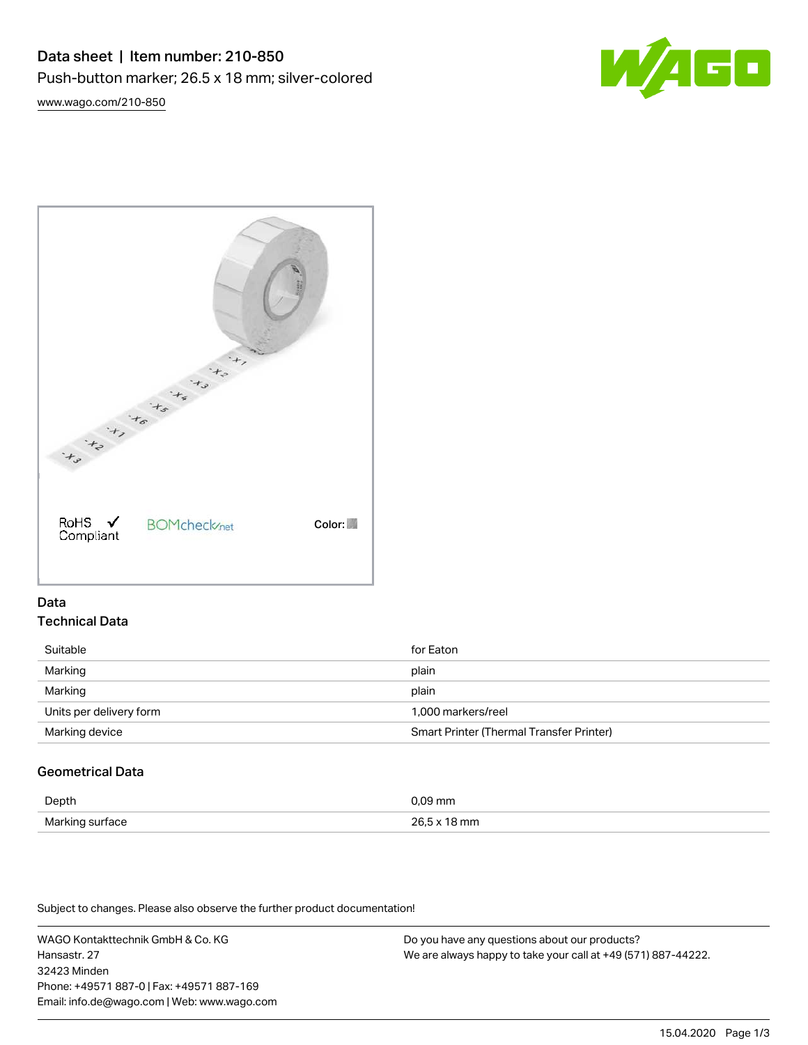# Data sheet | Item number: 210-850

Push-button marker; 26.5 x 18 mm; silver-colored

www.wago.com/210-850

RoHS ✓ Compliant   BOMcheck.net   Color:

## Data

### Technical Data

| | |
|---|---|
| Suitable | for Eaton |
| Marking | plain |
| Marking | plain |
| Units per delivery form | 1,000 markers/reel |
| Marking device | Smart Printer (Thermal Transfer Printer) |

### Geometrical Data

| | |
|---|---|
| Depth | 0,09 mm |
| Marking surface | 26,5 x 18 mm |

Subject to changes. Please also observe the further product documentation!

WAGO Kontakttechnik GmbH & Co. KG
Hansastr. 27
32423 Minden
Phone: +49571 887-0 | Fax: +49571 887-169
Email: info.de@wago.com | Web: www.wago.com

Do you have any questions about our products?
We are always happy to take your call at +49 (571) 887-44222.

15.04.2020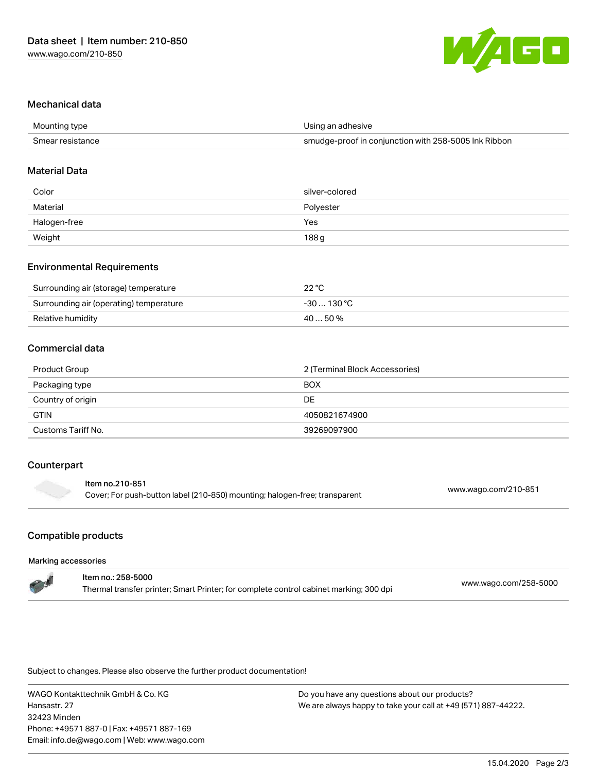## Mechanical data

| | |
|---|---|
| Mounting type | Using an adhesive |
| Smear resistance | smudge-proof in conjunction with 258-5005 Ink Ribbon |

## Material Data

| | |
|---|---|
| Color | silver-colored |
| Material | Polyester |
| Halogen-free | Yes |
| Weight | 188 g |

## Environmental Requirements

| | |
|---|---|
| Surrounding air (storage) temperature | 22 °C |
| Surrounding air (operating) temperature | -30 … 130 °C |
| Relative humidity | 40 … 50 % |

## Commercial data

| | |
|---|---|
| Product Group | 2 (Terminal Block Accessories) |
| Packaging type | BOX |
| Country of origin | DE |
| GTIN | 4050821674900 |
| Customs Tariff No. | 39269097900 |

## Counterpart

| | |
|---|---|
| **Item no.210-851**<br>Cover; For push-button label (210-850) mounting; halogen-free; transparent | www.wago.com/210-851 |

## Compatible products

### Marking accessories

| | |
|---|---|
| **Item no.: 258-5000**<br>Thermal transfer printer; Smart Printer; for complete control cabinet marking; 300 dpi | www.wago.com/258-5000 |

Subject to changes. Please also observe the further product documentation!

WAGO Kontakttechnik GmbH & Co. KG
Hansastr. 27
32423 Minden
Phone: +49571 887-0 | Fax: +49571 887-169
Email: info.de@wago.com | Web: www.wago.com

Do you have any questions about our products?
We are always happy to take your call at +49 (571) 887-44222.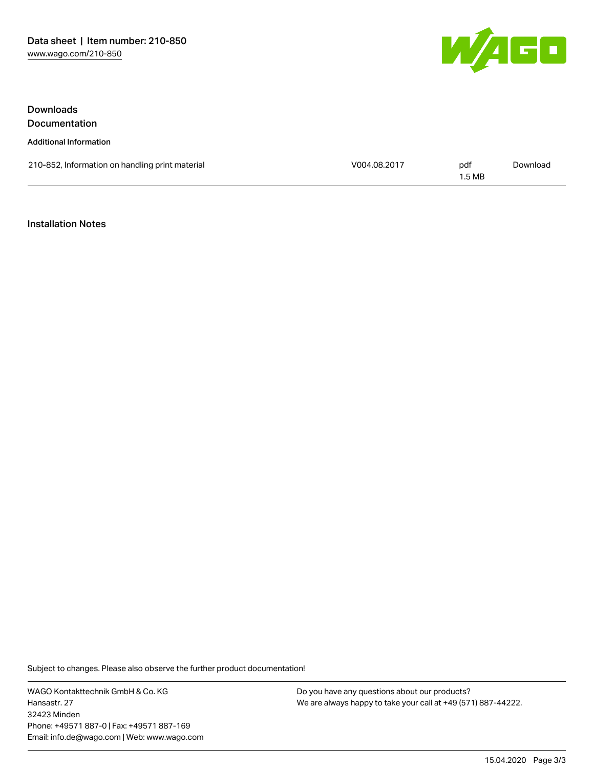## Downloads

### Documentation

#### Additional Information

| | | | |
|---|---|---|---|
| 210-852, Information on handling print material | V004.08.2017 | pdf<br>1.5 MB | Download |

## Installation Notes

Subject to changes. Please also observe the further product documentation!

WAGO Kontakttechnik GmbH & Co. KG
Hansastr. 27
32423 Minden
Phone: +49571 887-0 | Fax: +49571 887-169
Email: info.de@wago.com | Web: www.wago.com

Do you have any questions about our products?
We are always happy to take your call at +49 (571) 887-44222.